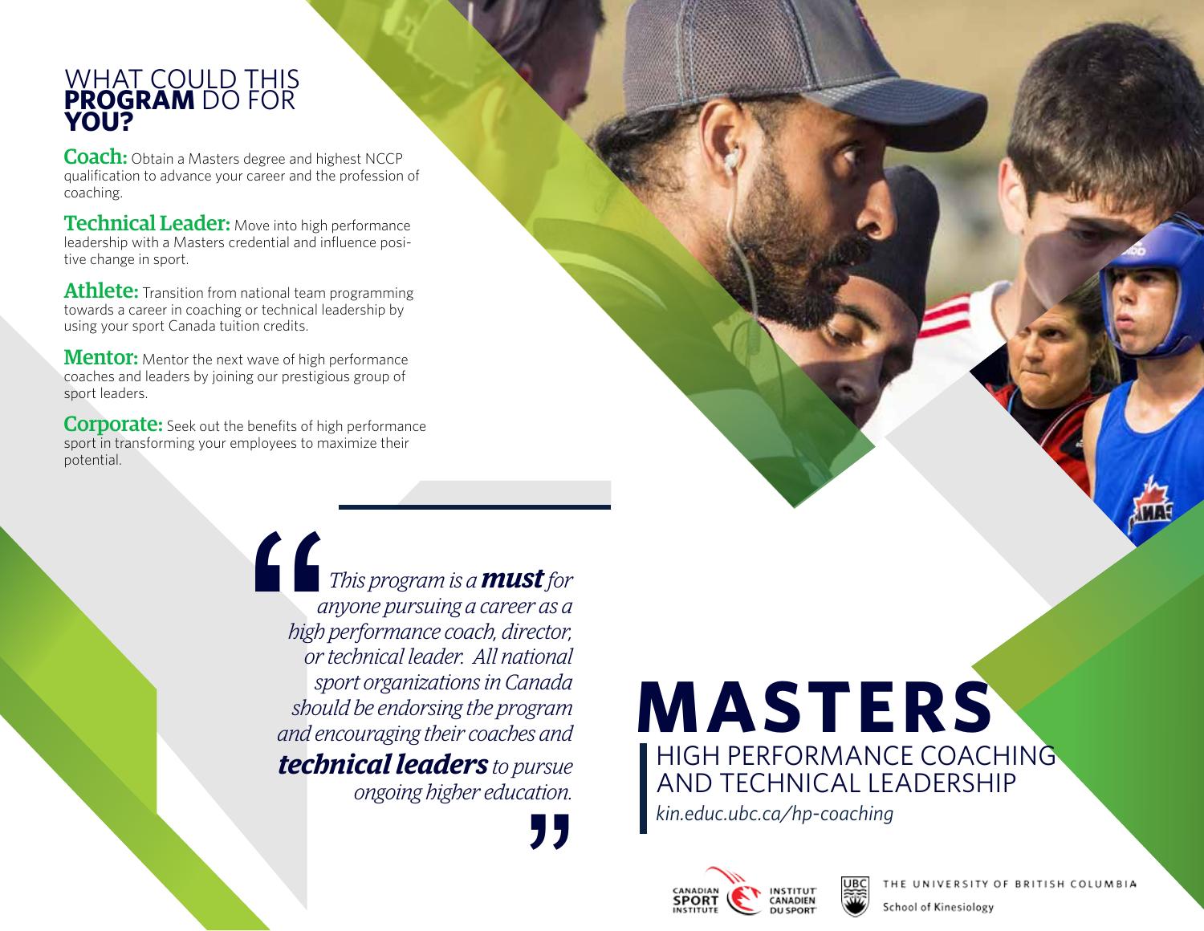# WHAT COULD THIS **PROGRAM** DO FOR **YOU?**

**Coach:** Obtain a Masters degree and highest NCCP qualification to advance your career and the profession of coaching.

**Technical Leader:** Move into high performance leadership with a Masters credential and influence positive change in sport.

**Athlete:** Transition from national team programming towards a career in coaching or technical leadership by using your sport Canada tuition credits.

**Mentor:** Mentor the next wave of high performance coaches and leaders by joining our prestigious group of sport leaders.

**Corporate:** Seek out the benefits of high performance sport in transforming your employees to maximize their potential.

> *This program is a **must** for anyone pursuing a career as a high performance coach, director, or technical leader. All national sport organizations in Canada should be endorsing the program and encouraging their coaches and **technical leaders** to pursue ongoing higher education.*

# MASTERS

## HIGH PERFORMANCE COACHING AND TECHNICAL LEADERSHIP

*kin.educ.ubc.ca/hp-coaching*

Canadian Sport Institute / Institut Canadien du Sport

THE UNIVERSITY OF BRITISH COLUMBIA
School of Kinesiology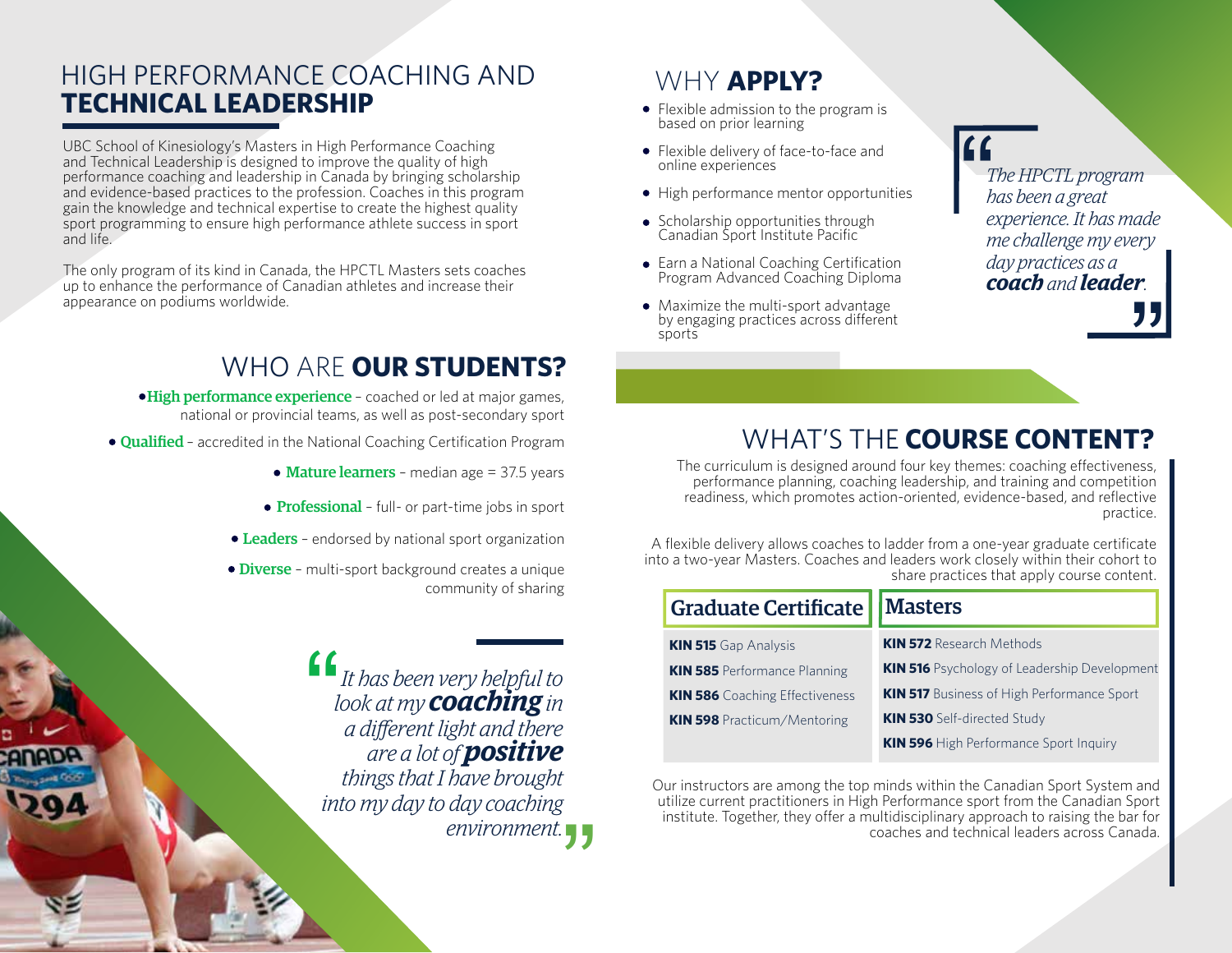# HIGH PERFORMANCE COACHING AND **TECHNICAL LEADERSHIP**

UBC School of Kinesiology's Masters in High Performance Coaching and Technical Leadership is designed to improve the quality of high performance coaching and leadership in Canada by bringing scholarship and evidence-based practices to the profession. Coaches in this program gain the knowledge and technical expertise to create the highest quality sport programming to ensure high performance athlete success in sport and life.

The only program of its kind in Canada, the HPCTL Masters sets coaches up to enhance the performance of Canadian athletes and increase their appearance on podiums worldwide.

## WHO ARE **OUR STUDENTS?**

- **High performance experience** – coached or led at major games, national or provincial teams, as well as post-secondary sport
- **Qualified** – accredited in the National Coaching Certification Program
- **Mature learners** – median age = 37.5 years
- **Professional** – full- or part-time jobs in sport
- **Leaders** – endorsed by national sport organization
- **Diverse** – multi-sport background creates a unique community of sharing

> *"It has been very helpful to look at my **coaching** in a different light and there are a lot of **positive** things that I have brought into my day to day coaching environment."*

## WHY **APPLY?**

- Flexible admission to the program is based on prior learning
- Flexible delivery of face-to-face and online experiences
- High performance mentor opportunities
- Scholarship opportunities through Canadian Sport Institute Pacific
- Earn a National Coaching Certification Program Advanced Coaching Diploma
- Maximize the multi-sport advantage by engaging practices across different sports

> *"The HPCTL program has been a great experience. It has made me challenge my every day practices as a **coach** and **leader**."*

## WHAT'S THE **COURSE CONTENT?**

The curriculum is designed around four key themes: coaching effectiveness, performance planning, coaching leadership, and training and competition readiness, which promotes action-oriented, evidence-based, and reflective practice.

A flexible delivery allows coaches to ladder from a one-year graduate certificate into a two-year Masters. Coaches and leaders work closely within their cohort to share practices that apply course content.

| Graduate Certificate | Masters |
|---|---|
| **KIN 515** Gap Analysis | **KIN 572** Research Methods |
| **KIN 585** Performance Planning | **KIN 516** Psychology of Leadership Development |
| **KIN 586** Coaching Effectiveness | **KIN 517** Business of High Performance Sport |
| **KIN 598** Practicum/Mentoring | **KIN 530** Self-directed Study |
| | **KIN 596** High Performance Sport Inquiry |

Our instructors are among the top minds within the Canadian Sport System and utilize current practitioners in High Performance sport from the Canadian Sport institute. Together, they offer a multidisciplinary approach to raising the bar for coaches and technical leaders across Canada.